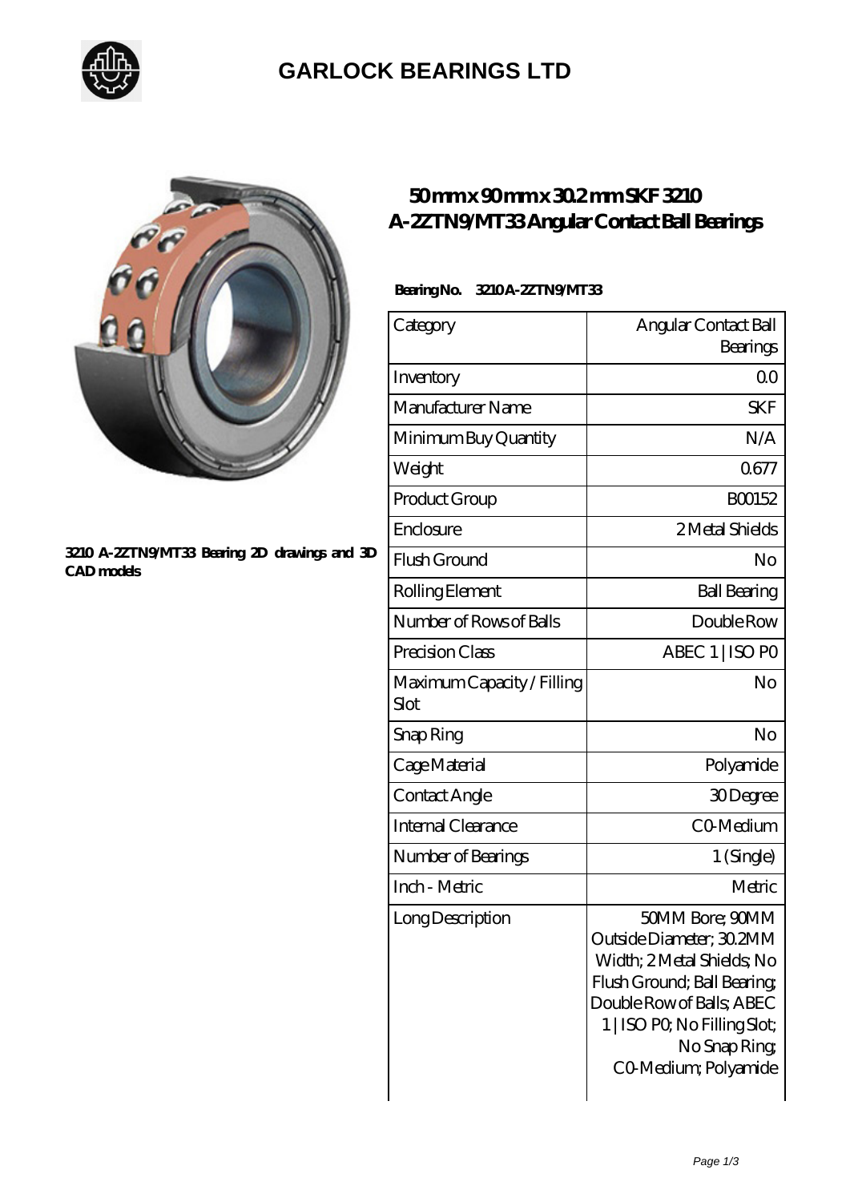# GARLOCK BEARINGS LTD

3210 A-2ZTN9/MT33 Bearing 2D drawings and 3D CAD models

## 50 mm x 90 mm x 30.2 mm SKF 3210 A-2ZTN9/MT33 Angular Contact Ball Bearings

**Bearing No. 3210 A-2ZTN9/MT33**

| Category | Angular Contact Ball Bearings |
|---|---|
| Inventory | 0.0 |
| Manufacturer Name | SKF |
| Minimum Buy Quantity | N/A |
| Weight | 0.677 |
| Product Group | B00152 |
| Enclosure | 2 Metal Shields |
| Flush Ground | No |
| Rolling Element | Ball Bearing |
| Number of Rows of Balls | Double Row |
| Precision Class | ABEC 1 \| ISO P0 |
| Maximum Capacity / Filling Slot | No |
| Snap Ring | No |
| Cage Material | Polyamide |
| Contact Angle | 30 Degree |
| Internal Clearance | C0-Medium |
| Number of Bearings | 1 (Single) |
| Inch - Metric | Metric |
| Long Description | 50MM Bore; 90MM Outside Diameter; 30.2MM Width; 2 Metal Shields; No Flush Ground; Ball Bearing; Double Row of Balls; ABEC 1 \| ISO P0; No Filling Slot; No Snap Ring; C0-Medium; Polyamide |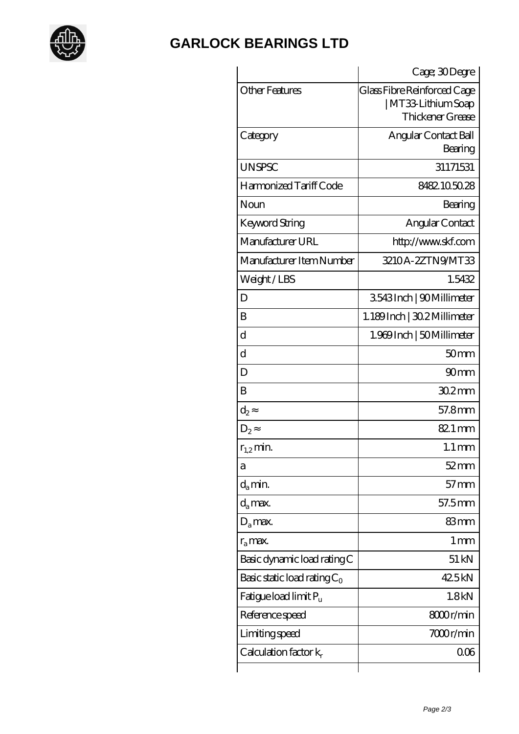## GARLOCK BEARINGS LTD

| | |
|---|---|
| | Cage; 30 Degre |
| Other Features | Glass Fibre Reinforced Cage \| MT33-Lithium Soap Thickener Grease |
| Category | Angular Contact Ball Bearing |
| UNSPSC | 31171531 |
| Harmonized Tariff Code | 8482.10.50.28 |
| Noun | Bearing |
| Keyword String | Angular Contact |
| Manufacturer URL | http://www.skf.com |
| Manufacturer Item Number | 3210 A-2ZTN9/MT33 |
| Weight / LBS | 1.5432 |
| D | 3.543 Inch \| 90 Millimeter |
| B | 1.189 Inch \| 30.2 Millimeter |
| d | 1.969 Inch \| 50 Millimeter |
| d | 50 mm |
| D | 90 mm |
| B | 30.2 mm |
| $d_2 \approx$ | 57.8 mm |
| $D_2 \approx$ | 82.1 mm |
| $r_{1,2}$ min. | 1.1 mm |
| a | 52 mm |
| $d_a$ min. | 57 mm |
| $d_a$ max. | 57.5 mm |
| $D_a$ max. | 83 mm |
| $r_a$ max. | 1 mm |
| Basic dynamic load rating C | 51 kN |
| Basic static load rating $C_0$ | 42.5 kN |
| Fatigue load limit $P_u$ | 1.8 kN |
| Reference speed | 8000 r/min |
| Limiting speed | 7000 r/min |
| Calculation factor $k_r$ | 0.06 |
| | |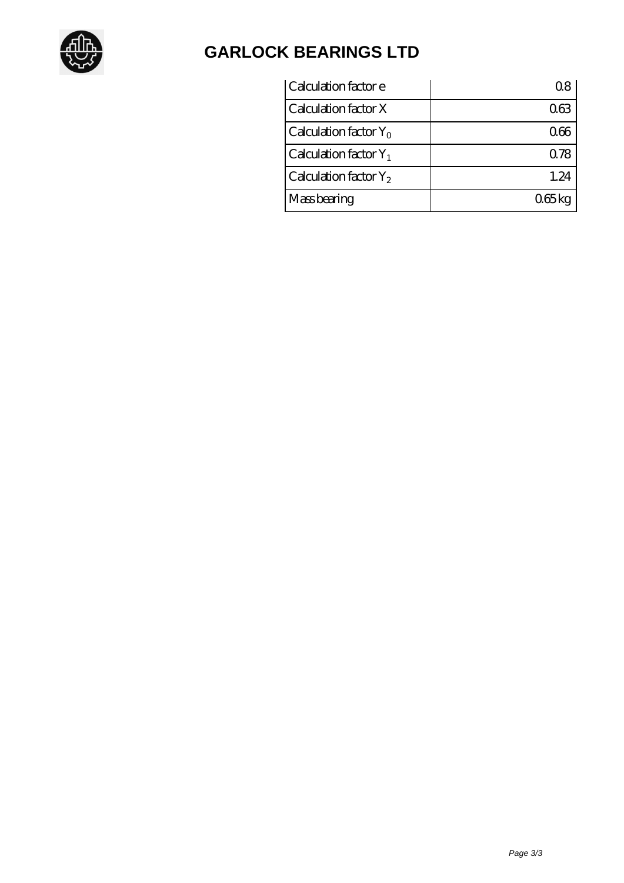# GARLOCK BEARINGS LTD

| | |
|---|---|
| Calculation factor e | 0.8 |
| Calculation factor X | 0.63 |
| Calculation factor $Y_0$ | 0.66 |
| Calculation factor $Y_1$ | 0.78 |
| Calculation factor $Y_2$ | 1.24 |
| Mass bearing | 0.65 kg |